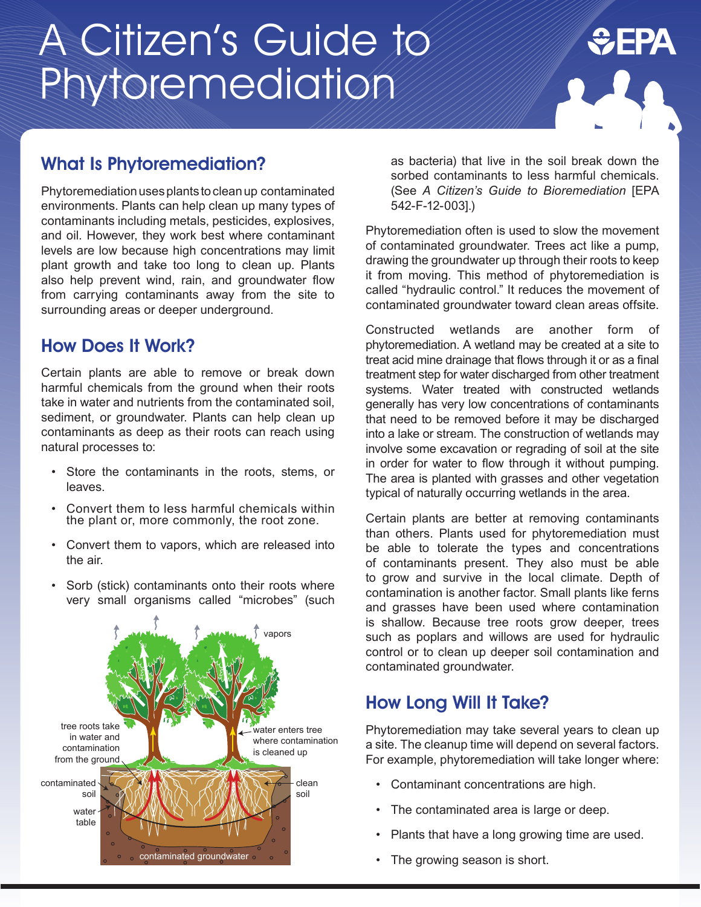# A Citizen's Guide to Phytoremediation

## What Is Phytoremediation?

Phytoremediation uses plants to clean up contaminated environments. Plants can help clean up many types of contaminants including metals, pesticides, explosives, and oil. However, they work best where contaminant levels are low because high concentrations may limit plant growth and take too long to clean up. Plants also help prevent wind, rain, and groundwater flow from carrying contaminants away from the site to surrounding areas or deeper underground.

## How Does It Work?

Certain plants are able to remove or break down harmful chemicals from the ground when their roots take in water and nutrients from the contaminated soil, sediment, or groundwater. Plants can help clean up contaminants as deep as their roots can reach using natural processes to:

- Store the contaminants in the roots, stems, or leaves.
- Convert them to less harmful chemicals within the plant or, more commonly, the root zone.
- Convert them to vapors, which are released into the air.
- Sorb (stick) contaminants onto their roots where very small organisms called "microbes" (such as bacteria) that live in the soil break down the sorbed contaminants to less harmful chemicals. (See *A Citizen's Guide to Bioremediation* [EPA 542-F-12-003].)

vapors

tree roots take in water and contamination from the ground

water enters tree where contamination is cleaned up

contaminated soil

clean soil

water table

contaminated groundwater

Phytoremediation often is used to slow the movement of contaminated groundwater. Trees act like a pump, drawing the groundwater up through their roots to keep it from moving. This method of phytoremediation is called "hydraulic control." It reduces the movement of contaminated groundwater toward clean areas offsite.

Constructed wetlands are another form of phytoremediation. A wetland may be created at a site to treat acid mine drainage that flows through it or as a final treatment step for water discharged from other treatment systems. Water treated with constructed wetlands generally has very low concentrations of contaminants that need to be removed before it may be discharged into a lake or stream. The construction of wetlands may involve some excavation or regrading of soil at the site in order for water to flow through it without pumping. The area is planted with grasses and other vegetation typical of naturally occurring wetlands in the area.

Certain plants are better at removing contaminants than others. Plants used for phytoremediation must be able to tolerate the types and concentrations of contaminants present. They also must be able to grow and survive in the local climate. Depth of contamination is another factor. Small plants like ferns and grasses have been used where contamination is shallow. Because tree roots grow deeper, trees such as poplars and willows are used for hydraulic control or to clean up deeper soil contamination and contaminated groundwater.

## How Long Will It Take?

Phytoremediation may take several years to clean up a site. The cleanup time will depend on several factors. For example, phytoremediation will take longer where:

- Contaminant concentrations are high.
- The contaminated area is large or deep.
- Plants that have a long growing time are used.
- The growing season is short.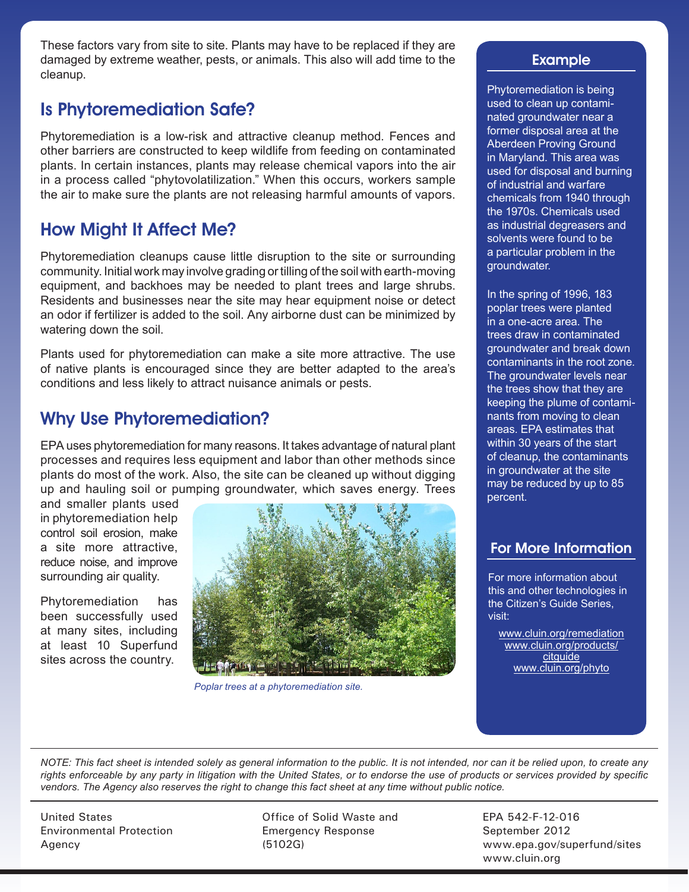These factors vary from site to site. Plants may have to be replaced if they are damaged by extreme weather, pests, or animals. This also will add time to the cleanup.

## Is Phytoremediation Safe?

Phytoremediation is a low-risk and attractive cleanup method. Fences and other barriers are constructed to keep wildlife from feeding on contaminated plants. In certain instances, plants may release chemical vapors into the air in a process called "phytovolatilization." When this occurs, workers sample the air to make sure the plants are not releasing harmful amounts of vapors.

## How Might It Affect Me?

Phytoremediation cleanups cause little disruption to the site or surrounding community. Initial work may involve grading or tilling of the soil with earth-moving equipment, and backhoes may be needed to plant trees and large shrubs. Residents and businesses near the site may hear equipment noise or detect an odor if fertilizer is added to the soil. Any airborne dust can be minimized by watering down the soil.

Plants used for phytoremediation can make a site more attractive. The use of native plants is encouraged since they are better adapted to the area's conditions and less likely to attract nuisance animals or pests.

## Why Use Phytoremediation?

EPA uses phytoremediation for many reasons. It takes advantage of natural plant processes and requires less equipment and labor than other methods since plants do most of the work. Also, the site can be cleaned up without digging up and hauling soil or pumping groundwater, which saves energy. Trees and smaller plants used in phytoremediation help control soil erosion, make a site more attractive, reduce noise, and improve surrounding air quality.

Phytoremediation has been successfully used at many sites, including at least 10 Superfund sites across the country.

*Poplar trees at a phytoremediation site.*

## Example

Phytoremediation is being used to clean up contaminated groundwater near a former disposal area at the Aberdeen Proving Ground in Maryland. This area was used for disposal and burning of industrial and warfare chemicals from 1940 through the 1970s. Chemicals used as industrial degreasers and solvents were found to be a particular problem in the groundwater.

In the spring of 1996, 183 poplar trees were planted in a one-acre area. The trees draw in contaminated groundwater and break down contaminants in the root zone. The groundwater levels near the trees show that they are keeping the plume of contaminants from moving to clean areas. EPA estimates that within 30 years of the start of cleanup, the contaminants in groundwater at the site may be reduced by up to 85 percent.

## For More Information

For more information about this and other technologies in the Citizen's Guide Series, visit:

www.cluin.org/remediation
www.cluin.org/products/citguide
www.cluin.org/phyto

*NOTE: This fact sheet is intended solely as general information to the public. It is not intended, nor can it be relied upon, to create any rights enforceable by any party in litigation with the United States, or to endorse the use of products or services provided by specific vendors. The Agency also reserves the right to change this fact sheet at any time without public notice.*

United States Environmental Protection Agency

Office of Solid Waste and Emergency Response (5102G)

EPA 542-F-12-016
September 2012
www.epa.gov/superfund/sites
www.cluin.org